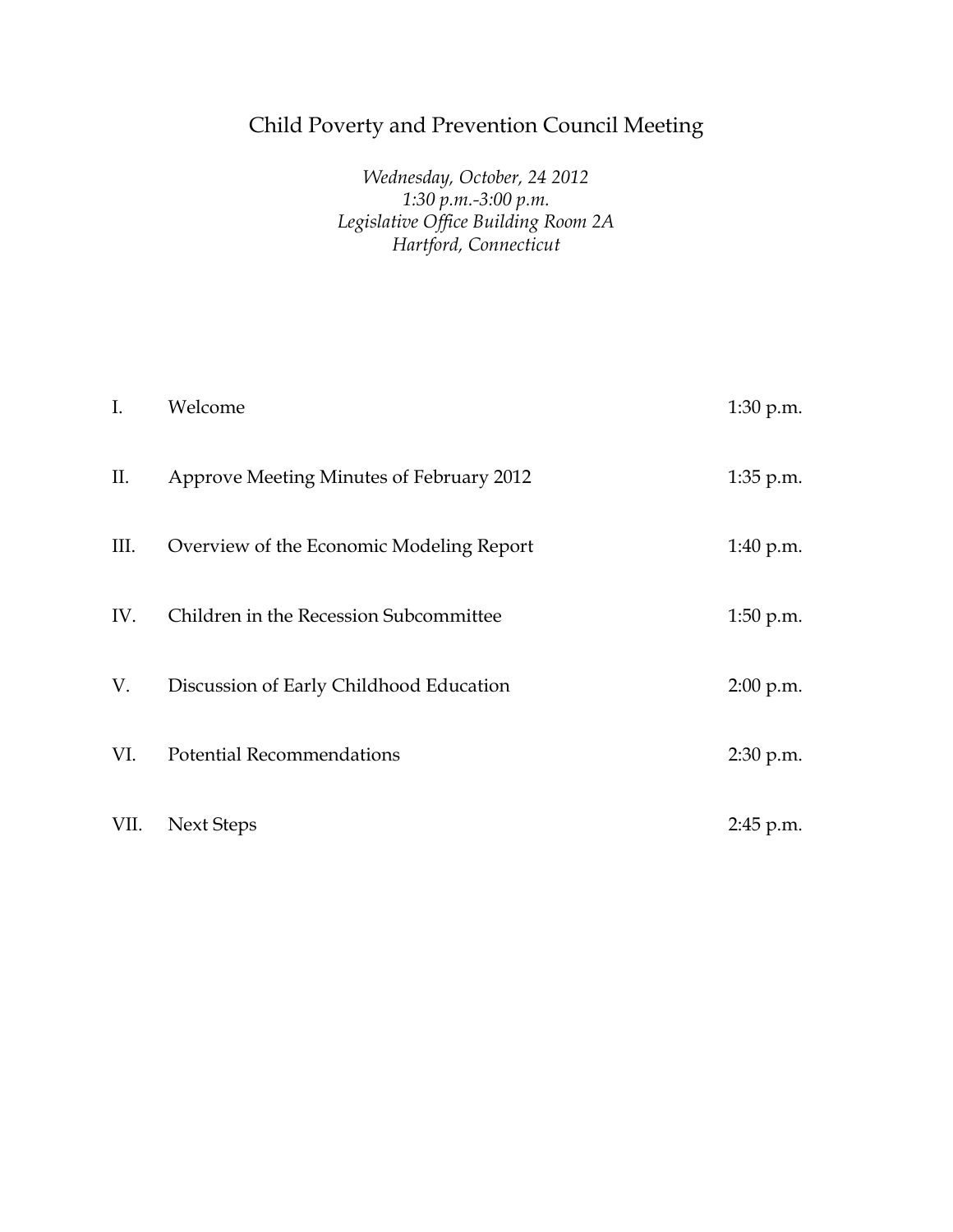# Child Poverty and Prevention Council Meeting

*Wednesday, October, 24 2012*
*1:30 p.m.-3:00 p.m.*
*Legislative Office Building Room 2A*
*Hartford, Connecticut*

| | | |
|---|---|---|
| I. | Welcome | 1:30 p.m. |
| II. | Approve Meeting Minutes of February 2012 | 1:35 p.m. |
| III. | Overview of the Economic Modeling Report | 1:40 p.m. |
| IV. | Children in the Recession Subcommittee | 1:50 p.m. |
| V. | Discussion of Early Childhood Education | 2:00 p.m. |
| VI. | Potential Recommendations | 2:30 p.m. |
| VII. | Next Steps | 2:45 p.m. |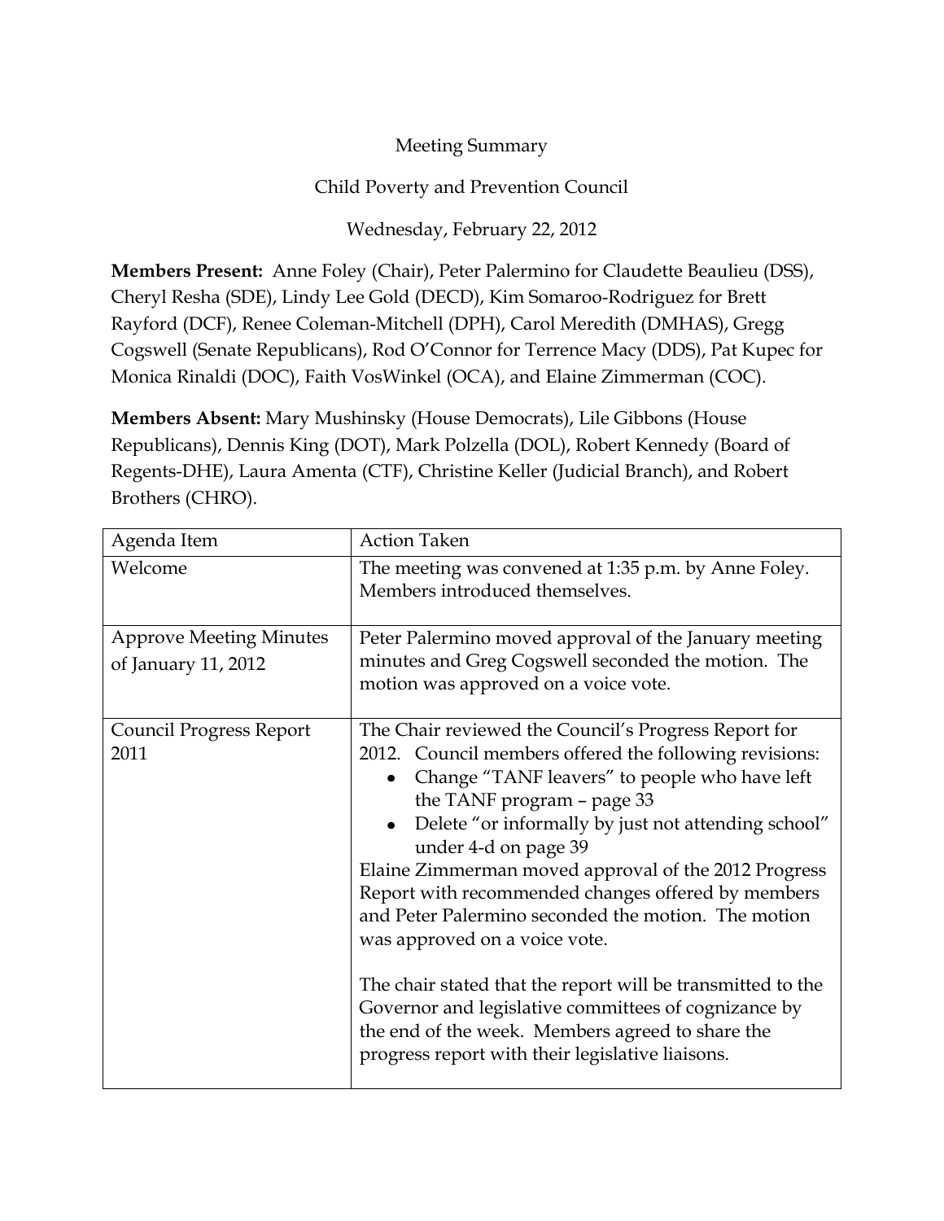Meeting Summary

Child Poverty and Prevention Council

Wednesday, February 22, 2012

**Members Present:** Anne Foley (Chair), Peter Palermino for Claudette Beaulieu (DSS), Cheryl Resha (SDE), Lindy Lee Gold (DECD), Kim Somaroo-Rodriguez for Brett Rayford (DCF), Renee Coleman-Mitchell (DPH), Carol Meredith (DMHAS), Gregg Cogswell (Senate Republicans), Rod O'Connor for Terrence Macy (DDS), Pat Kupec for Monica Rinaldi (DOC), Faith VosWinkel (OCA), and Elaine Zimmerman (COC).

**Members Absent:** Mary Mushinsky (House Democrats), Lile Gibbons (House Republicans), Dennis King (DOT), Mark Polzella (DOL), Robert Kennedy (Board of Regents-DHE), Laura Amenta (CTF), Christine Keller (Judicial Branch), and Robert Brothers (CHRO).

| Agenda Item | Action Taken |
| --- | --- |
| Welcome | The meeting was convened at 1:35 p.m. by Anne Foley. Members introduced themselves. |
| Approve Meeting Minutes of January 11, 2012 | Peter Palermino moved approval of the January meeting minutes and Greg Cogswell seconded the motion. The motion was approved on a voice vote. |
| Council Progress Report 2011 | The Chair reviewed the Council's Progress Report for 2012. Council members offered the following revisions:<br>• Change "TANF leavers" to people who have left the TANF program – page 33<br>• Delete "or informally by just not attending school" under 4-d on page 39<br>Elaine Zimmerman moved approval of the 2012 Progress Report with recommended changes offered by members and Peter Palermino seconded the motion. The motion was approved on a voice vote.<br><br>The chair stated that the report will be transmitted to the Governor and legislative committees of cognizance by the end of the week. Members agreed to share the progress report with their legislative liaisons. |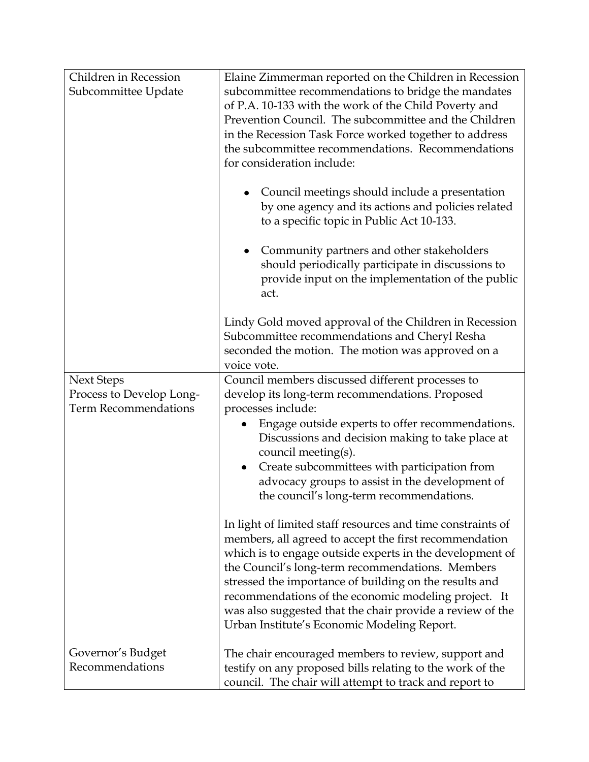| | |
|---|---|
| Children in Recession Subcommittee Update | Elaine Zimmerman reported on the Children in Recession subcommittee recommendations to bridge the mandates of P.A. 10-133 with the work of the Child Poverty and Prevention Council. The subcommittee and the Children in the Recession Task Force worked together to address the subcommittee recommendations. Recommendations for consideration include:<br><br>• Council meetings should include a presentation by one agency and its actions and policies related to a specific topic in Public Act 10-133.<br><br>• Community partners and other stakeholders should periodically participate in discussions to provide input on the implementation of the public act.<br><br>Lindy Gold moved approval of the Children in Recession Subcommittee recommendations and Cheryl Resha seconded the motion. The motion was approved on a voice vote. |
| Next Steps<br>Process to Develop Long-Term Recommendations<br><br><br><br><br><br><br><br><br><br><br><br><br><br><br>Governor's Budget Recommendations | Council members discussed different processes to develop its long-term recommendations. Proposed processes include:<br>• Engage outside experts to offer recommendations. Discussions and decision making to take place at council meeting(s).<br>• Create subcommittees with participation from advocacy groups to assist in the development of the council's long-term recommendations.<br><br>In light of limited staff resources and time constraints of members, all agreed to accept the first recommendation which is to engage outside experts in the development of the Council's long-term recommendations. Members stressed the importance of building on the results and recommendations of the economic modeling project. It was also suggested that the chair provide a review of the Urban Institute's Economic Modeling Report.<br><br>The chair encouraged members to review, support and testify on any proposed bills relating to the work of the council. The chair will attempt to track and report to |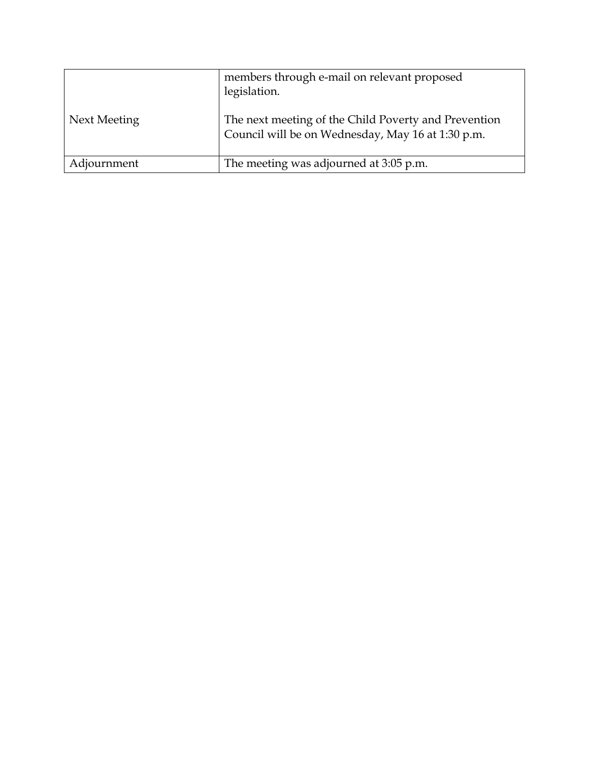| | |
|---|---|
| Next Meeting | members through e-mail on relevant proposed legislation.<br><br>The next meeting of the Child Poverty and Prevention Council will be on Wednesday, May 16 at 1:30 p.m. |
| Adjournment | The meeting was adjourned at 3:05 p.m. |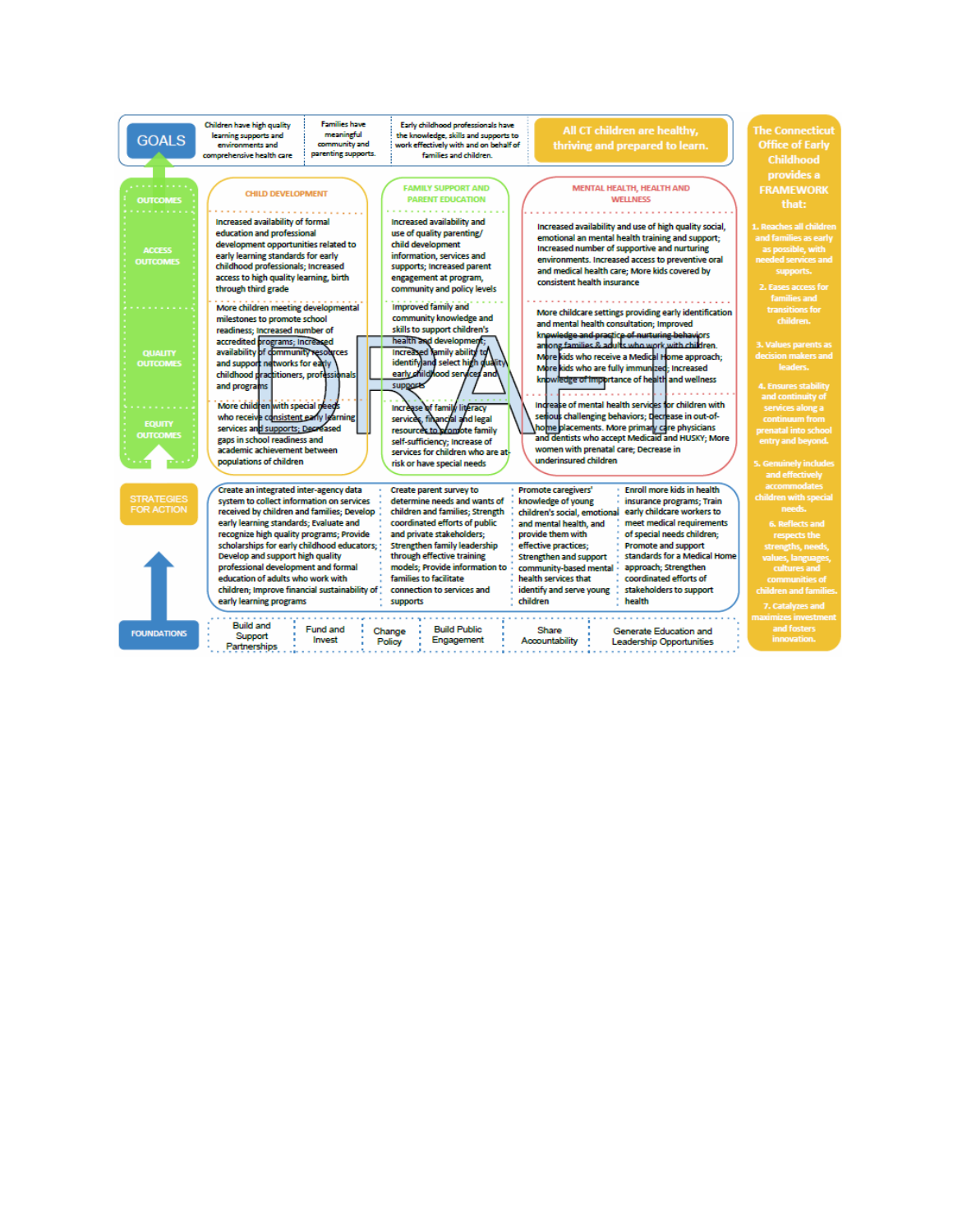# GOALS

| Children have high quality learning supports and environments and comprehensive health care | Families have meaningful community and parenting supports. | Early childhood professionals have the knowledge, skills and supports to work effectively with and on behalf of families and children. | All CT children are healthy, thriving and prepared to learn. |
|---|---|---|---|

## OUTCOMES

| | CHILD DEVELOPMENT | FAMILY SUPPORT AND PARENT EDUCATION | MENTAL HEALTH, HEALTH AND WELLNESS |
|---|---|---|---|
| ACCESS OUTCOMES | Increased availability of formal education and professional development opportunities related to early learning standards for early childhood professionals; Increased access to high quality learning, birth through third grade | Increased availability and use of quality parenting/ child development information, services and supports; Increased parent engagement at program, community and policy levels | Increased availability and use of high quality social, emotional an mental health training and support; Increased number of supportive and nurturing environments. Increased access to preventive oral and medical health care; More kids covered by consistent health insurance |
| QUALITY OUTCOMES | More children meeting developmental milestones to promote school readiness; Increased number of accredited programs; Increased availability of community resources and support networks for early childhood practitioners, professionals and programs | Improved family and community knowledge and skills to support children's health and development; Increased family ability to identify and select high quality early childhood services and supports | More childcare settings providing early identification and mental health consultation; Improved knowledge and practice of nurturing behaviors among families & adults who work with children. More kids who receive a Medical Home approach; More kids who are fully immunized; Increased knowledge of importance of health and wellness |
| EQUITY OUTCOMES | More children with special needs who receive consistent early learning services and supports; Decreased gaps in school readiness and academic achievement between populations of children | Increase of family literacy services, financial and legal resources to promote family self-sufficiency; Increase of services for children who are at-risk or have special needs | Increase of mental health services for children with serious challenging behaviors; Decrease in out-of-home placements. More primary care physicians and dentists who accept Medicaid and HUSKY; More women with prenatal care; Decrease in underinsured children |

## STRATEGIES FOR ACTION

| | | | |
|---|---|---|---|
| Create an integrated inter-agency data system to collect information on services received by children and families; Develop early learning standards; Evaluate and recognize high quality programs; Provide scholarships for early childhood educators; Develop and support high quality professional development and formal education of adults who work with children; Improve financial sustainability of early learning programs | Create parent survey to determine needs and wants of children and families; Strength coordinated efforts of public and private stakeholders; Strengthen family leadership through effective training models; Provide information to families to facilitate connection to services and supports | Promote caregivers' knowledge of young children's social, emotional and mental health, and provide them with effective practices; Strengthen and support community-based mental health services that identify and serve young children | Enroll more kids in health insurance programs; Train early childcare workers to meet medical requirements of special needs children; Promote and support standards for a Medical Home approach; Strengthen coordinated efforts of stakeholders to support health |

## FOUNDATIONS

| | | | | | |
|---|---|---|---|---|---|
| Build and Support Partnerships | Fund and Invest | Change Policy | Build Public Engagement | Share Accountability | Generate Education and Leadership Opportunities |

## The Connecticut Office of Early Childhood provides a FRAMEWORK that:

1. Reaches all children and families as early as possible, with needed services and supports.
2. Eases access for families and transitions for children.
3. Values parents as decision makers and leaders.
4. Ensures stability and continuity of services along a continuum from prenatal into school entry and beyond.
5. Genuinely includes and effectively accommodates children with special needs.
6. Reflects and respects the strengths, needs, values, languages, cultures and communities of children and families.
7. Catalyzes and maximizes investment and fosters innovation.

DRAFT